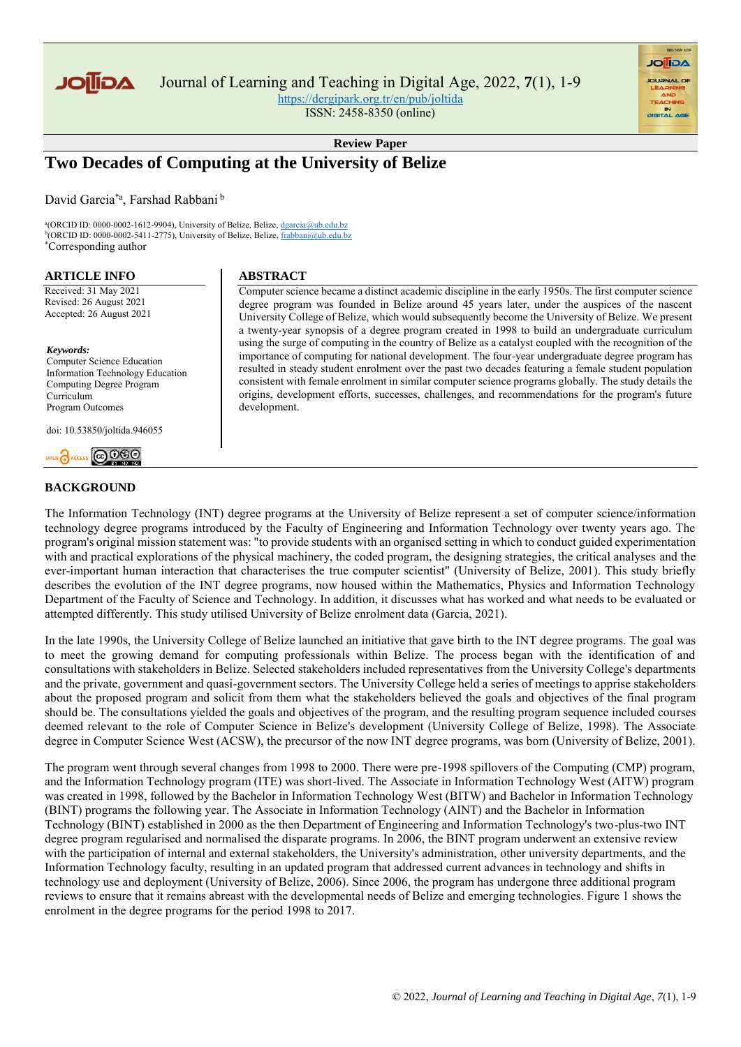**Review Paper**

# Two Decades of Computing at the University of Belize

David Garcia*[a], Farshad Rabbani[b]

[a](ORCID ID: 0000-0002-1612-9904), University of Belize, Belize, dgarcia@ub.edu.bz
[b](ORCID ID: 0000-0002-5411-2775), University of Belize, Belize, frabbani@ub.edu.bz
*Corresponding author

## ARTICLE INFO

Received: 31 May 2021
Revised: 26 August 2021
Accepted: 26 August 2021

***Keywords:***
Computer Science Education
Information Technology Education
Computing Degree Program
Curriculum
Program Outcomes

doi: 10.53850/joltida.946055

## ABSTRACT

Computer science became a distinct academic discipline in the early 1950s. The first computer science degree program was founded in Belize around 45 years later, under the auspices of the nascent University College of Belize, which would subsequently become the University of Belize. We present a twenty-year synopsis of a degree program created in 1998 to build an undergraduate curriculum using the surge of computing in the country of Belize as a catalyst coupled with the recognition of the importance of computing for national development. The four-year undergraduate degree program has resulted in steady student enrolment over the past two decades featuring a female student population consistent with female enrolment in similar computer science programs globally. The study details the origins, development efforts, successes, challenges, and recommendations for the program's future development.

## BACKGROUND

The Information Technology (INT) degree programs at the University of Belize represent a set of computer science/information technology degree programs introduced by the Faculty of Engineering and Information Technology over twenty years ago. The program's original mission statement was: "to provide students with an organised setting in which to conduct guided experimentation with and practical explorations of the physical machinery, the coded program, the designing strategies, the critical analyses and the ever-important human interaction that characterises the true computer scientist" (University of Belize, 2001). This study briefly describes the evolution of the INT degree programs, now housed within the Mathematics, Physics and Information Technology Department of the Faculty of Science and Technology. In addition, it discusses what has worked and what needs to be evaluated or attempted differently. This study utilised University of Belize enrolment data (Garcia, 2021).

In the late 1990s, the University College of Belize launched an initiative that gave birth to the INT degree programs. The goal was to meet the growing demand for computing professionals within Belize. The process began with the identification of and consultations with stakeholders in Belize. Selected stakeholders included representatives from the University College's departments and the private, government and quasi-government sectors. The University College held a series of meetings to apprise stakeholders about the proposed program and solicit from them what the stakeholders believed the goals and objectives of the final program should be. The consultations yielded the goals and objectives of the program, and the resulting program sequence included courses deemed relevant to the role of Computer Science in Belize's development (University College of Belize, 1998). The Associate degree in Computer Science West (ACSW), the precursor of the now INT degree programs, was born (University of Belize, 2001).

The program went through several changes from 1998 to 2000. There were pre-1998 spillovers of the Computing (CMP) program, and the Information Technology program (ITE) was short-lived. The Associate in Information Technology West (AITW) program was created in 1998, followed by the Bachelor in Information Technology West (BITW) and Bachelor in Information Technology (BINT) programs the following year. The Associate in Information Technology (AINT) and the Bachelor in Information Technology (BINT) established in 2000 as the then Department of Engineering and Information Technology's two-plus-two INT degree program regularised and normalised the disparate programs. In 2006, the BINT program underwent an extensive review with the participation of internal and external stakeholders, the University's administration, other university departments, and the Information Technology faculty, resulting in an updated program that addressed current advances in technology and shifts in technology use and deployment (University of Belize, 2006). Since 2006, the program has undergone three additional program reviews to ensure that it remains abreast with the developmental needs of Belize and emerging technologies. Figure 1 shows the enrolment in the degree programs for the period 1998 to 2017.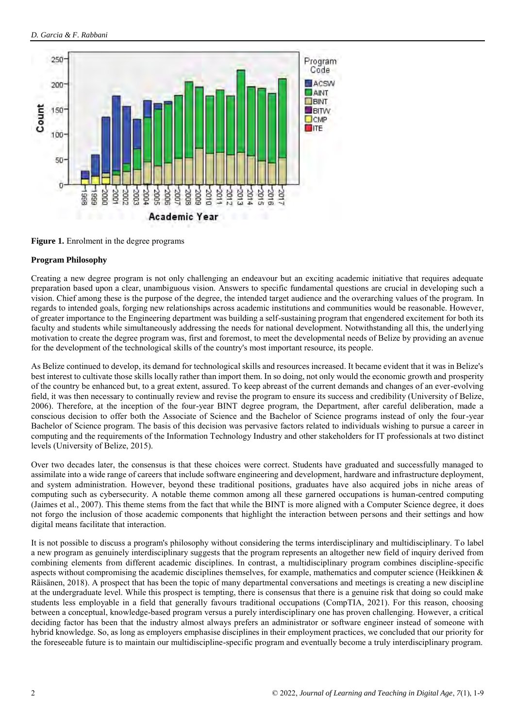**Figure 1.** Enrolment in the degree programs

**Program Philosophy**

Creating a new degree program is not only challenging an endeavour but an exciting academic initiative that requires adequate preparation based upon a clear, unambiguous vision. Answers to specific fundamental questions are crucial in developing such a vision. Chief among these is the purpose of the degree, the intended target audience and the overarching values of the program. In regards to intended goals, forging new relationships across academic institutions and communities would be reasonable. However, of greater importance to the Engineering department was building a self-sustaining program that engendered excitement for both its faculty and students while simultaneously addressing the needs for national development. Notwithstanding all this, the underlying motivation to create the degree program was, first and foremost, to meet the developmental needs of Belize by providing an avenue for the development of the technological skills of the country's most important resource, its people.

As Belize continued to develop, its demand for technological skills and resources increased. It became evident that it was in Belize's best interest to cultivate those skills locally rather than import them. In so doing, not only would the economic growth and prosperity of the country be enhanced but, to a great extent, assured. To keep abreast of the current demands and changes of an ever-evolving field, it was then necessary to continually review and revise the program to ensure its success and credibility (University of Belize, 2006). Therefore, at the inception of the four-year BINT degree program, the Department, after careful deliberation, made a conscious decision to offer both the Associate of Science and the Bachelor of Science programs instead of only the four-year Bachelor of Science program. The basis of this decision was pervasive factors related to individuals wishing to pursue a career in computing and the requirements of the Information Technology Industry and other stakeholders for IT professionals at two distinct levels (University of Belize, 2015).

Over two decades later, the consensus is that these choices were correct. Students have graduated and successfully managed to assimilate into a wide range of careers that include software engineering and development, hardware and infrastructure deployment, and system administration. However, beyond these traditional positions, graduates have also acquired jobs in niche areas of computing such as cybersecurity. A notable theme common among all these garnered occupations is human-centred computing (Jaimes et al., 2007). This theme stems from the fact that while the BINT is more aligned with a Computer Science degree, it does not forgo the inclusion of those academic components that highlight the interaction between persons and their settings and how digital means facilitate that interaction.

It is not possible to discuss a program's philosophy without considering the terms interdisciplinary and multidisciplinary. To label a new program as genuinely interdisciplinary suggests that the program represents an altogether new field of inquiry derived from combining elements from different academic disciplines. In contrast, a multidisciplinary program combines discipline-specific aspects without compromising the academic disciplines themselves, for example, mathematics and computer science (Heikkinen & Räisänen, 2018). A prospect that has been the topic of many departmental conversations and meetings is creating a new discipline at the undergraduate level. While this prospect is tempting, there is consensus that there is a genuine risk that doing so could make students less employable in a field that generally favours traditional occupations (CompTIA, 2021). For this reason, choosing between a conceptual, knowledge-based program versus a purely interdisciplinary one has proven challenging. However, a critical deciding factor has been that the industry almost always prefers an administrator or software engineer instead of someone with hybrid knowledge. So, as long as employers emphasise disciplines in their employment practices, we concluded that our priority for the foreseeable future is to maintain our multidiscipline-specific program and eventually become a truly interdisciplinary program.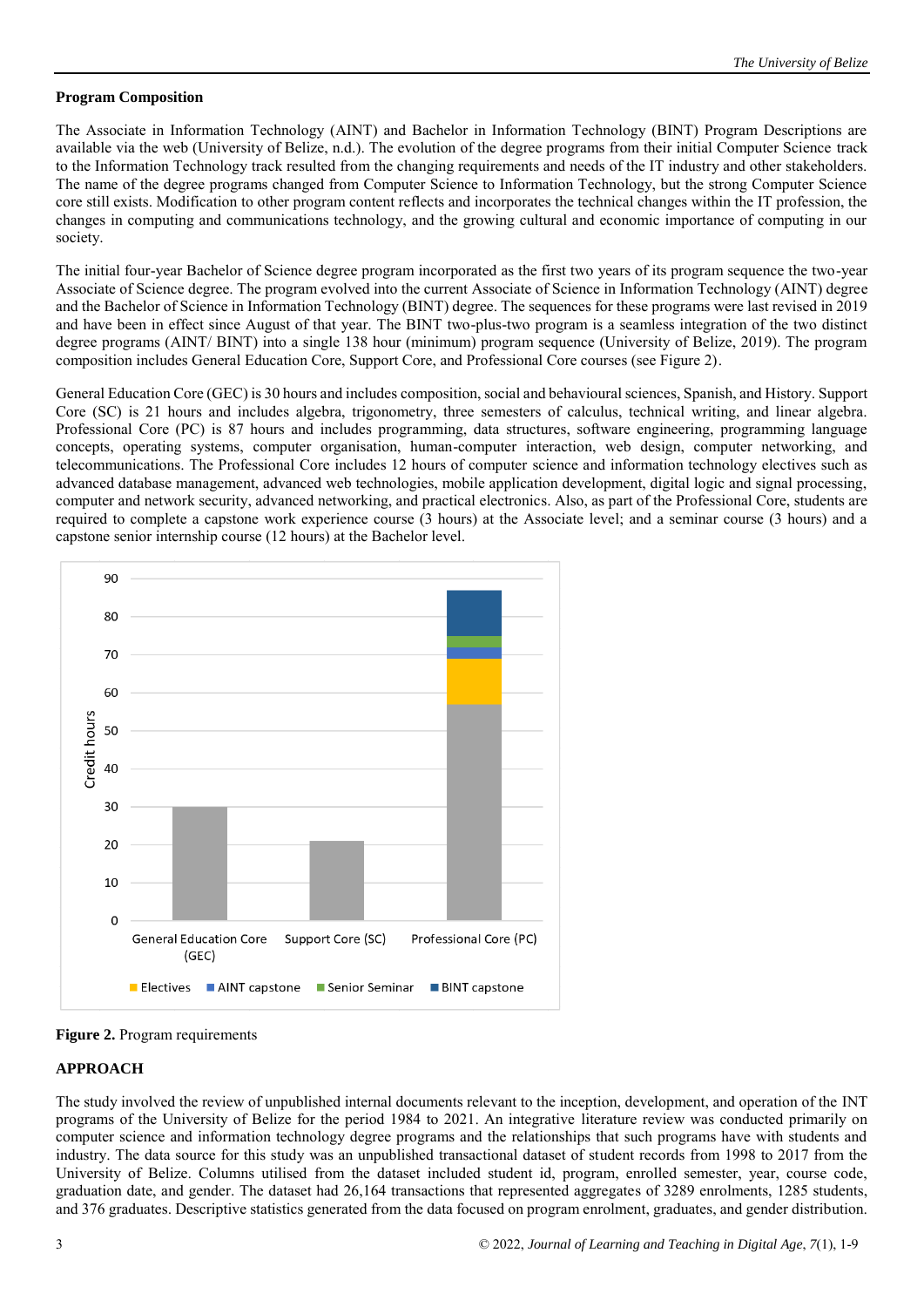**Program Composition**

The Associate in Information Technology (AINT) and Bachelor in Information Technology (BINT) Program Descriptions are available via the web (University of Belize, n.d.). The evolution of the degree programs from their initial Computer Science track to the Information Technology track resulted from the changing requirements and needs of the IT industry and other stakeholders. The name of the degree programs changed from Computer Science to Information Technology, but the strong Computer Science core still exists. Modification to other program content reflects and incorporates the technical changes within the IT profession, the changes in computing and communications technology, and the growing cultural and economic importance of computing in our society.

The initial four-year Bachelor of Science degree program incorporated as the first two years of its program sequence the two-year Associate of Science degree. The program evolved into the current Associate of Science in Information Technology (AINT) degree and the Bachelor of Science in Information Technology (BINT) degree. The sequences for these programs were last revised in 2019 and have been in effect since August of that year. The BINT two-plus-two program is a seamless integration of the two distinct degree programs (AINT/ BINT) into a single 138 hour (minimum) program sequence (University of Belize, 2019). The program composition includes General Education Core, Support Core, and Professional Core courses (see Figure 2).

General Education Core (GEC) is 30 hours and includes composition, social and behavioural sciences, Spanish, and History. Support Core (SC) is 21 hours and includes algebra, trigonometry, three semesters of calculus, technical writing, and linear algebra. Professional Core (PC) is 87 hours and includes programming, data structures, software engineering, programming language concepts, operating systems, computer organisation, human-computer interaction, web design, computer networking, and telecommunications. The Professional Core includes 12 hours of computer science and information technology electives such as advanced database management, advanced web technologies, mobile application development, digital logic and signal processing, computer and network security, advanced networking, and practical electronics. Also, as part of the Professional Core, students are required to complete a capstone work experience course (3 hours) at the Associate level; and a seminar course (3 hours) and a capstone senior internship course (12 hours) at the Bachelor level.

**Figure 2.** Program requirements

## APPROACH

The study involved the review of unpublished internal documents relevant to the inception, development, and operation of the INT programs of the University of Belize for the period 1984 to 2021. An integrative literature review was conducted primarily on computer science and information technology degree programs and the relationships that such programs have with students and industry. The data source for this study was an unpublished transactional dataset of student records from 1998 to 2017 from the University of Belize. Columns utilised from the dataset included student id, program, enrolled semester, year, course code, graduation date, and gender. The dataset had 26,164 transactions that represented aggregates of 3289 enrolments, 1285 students, and 376 graduates. Descriptive statistics generated from the data focused on program enrolment, graduates, and gender distribution.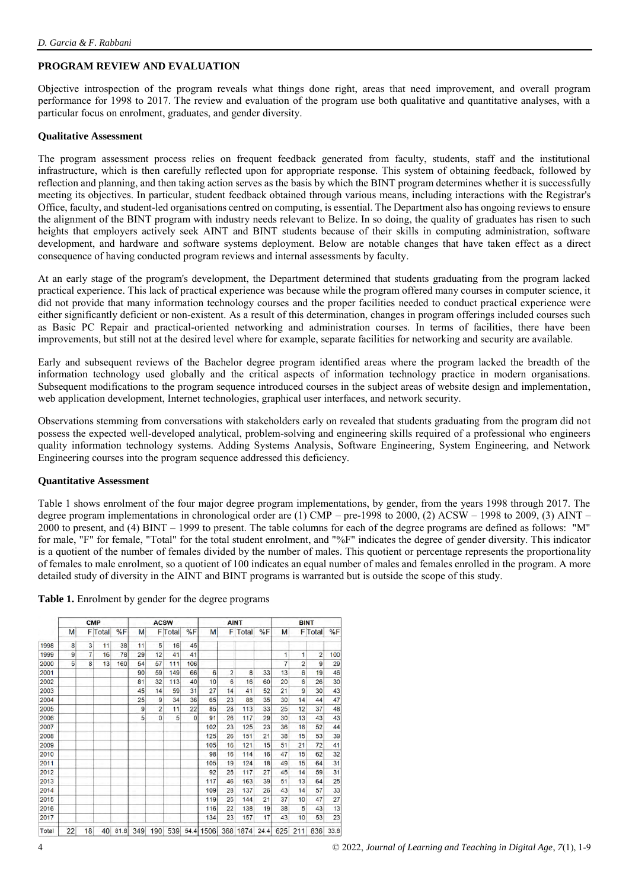## PROGRAM REVIEW AND EVALUATION

Objective introspection of the program reveals what things done right, areas that need improvement, and overall program performance for 1998 to 2017. The review and evaluation of the program use both qualitative and quantitative analyses, with a particular focus on enrolment, graduates, and gender diversity.

### Qualitative Assessment

The program assessment process relies on frequent feedback generated from faculty, students, staff and the institutional infrastructure, which is then carefully reflected upon for appropriate response. This system of obtaining feedback, followed by reflection and planning, and then taking action serves as the basis by which the BINT program determines whether it is successfully meeting its objectives. In particular, student feedback obtained through various means, including interactions with the Registrar's Office, faculty, and student-led organisations centred on computing, is essential. The Department also has ongoing reviews to ensure the alignment of the BINT program with industry needs relevant to Belize. In so doing, the quality of graduates has risen to such heights that employers actively seek AINT and BINT students because of their skills in computing administration, software development, and hardware and software systems deployment. Below are notable changes that have taken effect as a direct consequence of having conducted program reviews and internal assessments by faculty.

At an early stage of the program's development, the Department determined that students graduating from the program lacked practical experience. This lack of practical experience was because while the program offered many courses in computer science, it did not provide that many information technology courses and the proper facilities needed to conduct practical experience were either significantly deficient or non-existent. As a result of this determination, changes in program offerings included courses such as Basic PC Repair and practical-oriented networking and administration courses. In terms of facilities, there have been improvements, but still not at the desired level where for example, separate facilities for networking and security are available.

Early and subsequent reviews of the Bachelor degree program identified areas where the program lacked the breadth of the information technology used globally and the critical aspects of information technology practice in modern organisations. Subsequent modifications to the program sequence introduced courses in the subject areas of website design and implementation, web application development, Internet technologies, graphical user interfaces, and network security.

Observations stemming from conversations with stakeholders early on revealed that students graduating from the program did not possess the expected well-developed analytical, problem-solving and engineering skills required of a professional who engineers quality information technology systems. Adding Systems Analysis, Software Engineering, System Engineering, and Network Engineering courses into the program sequence addressed this deficiency.

### Quantitative Assessment

Table 1 shows enrolment of the four major degree program implementations, by gender, from the years 1998 through 2017. The degree program implementations in chronological order are (1) CMP – pre-1998 to 2000, (2) ACSW – 1998 to 2009, (3) AINT – 2000 to present, and (4) BINT – 1999 to present. The table columns for each of the degree programs are defined as follows: "M" for male, "F" for female, "Total" for the total student enrolment, and "%F" indicates the degree of gender diversity. This indicator is a quotient of the number of females divided by the number of males. This quotient or percentage represents the proportionality of females to male enrolment, so a quotient of 100 indicates an equal number of males and females enrolled in the program. A more detailed study of diversity in the AINT and BINT programs is warranted but is outside the scope of this study.

**Table 1.** Enrolment by gender for the degree programs

| | CMP | | | | ACSW | | | | AINT | | | | BINT | | | |
|---|---|---|---|---|---|---|---|---|---|---|---|---|---|---|---|---|
| | M | F | Total | %F | M | F | Total | %F | M | F | Total | %F | M | F | Total | %F |
| 1998 | 8 | 3 | 11 | 38 | 11 | 5 | 16 | 45 | | | | | | | | |
| 1999 | 9 | 7 | 16 | 78 | 29 | 12 | 41 | 41 | | | | | 1 | 1 | 2 | 100 |
| 2000 | 5 | 8 | 13 | 160 | 54 | 57 | 111 | 106 | | | | | 7 | 2 | 9 | 29 |
| 2001 | | | | | 90 | 59 | 149 | 66 | 6 | 2 | 8 | 33 | 13 | 6 | 19 | 46 |
| 2002 | | | | | 81 | 32 | 113 | 40 | 10 | 6 | 16 | 60 | 20 | 6 | 26 | 30 |
| 2003 | | | | | 45 | 14 | 59 | 31 | 27 | 14 | 41 | 52 | 21 | 9 | 30 | 43 |
| 2004 | | | | | 25 | 9 | 34 | 36 | 65 | 23 | 88 | 35 | 30 | 14 | 44 | 47 |
| 2005 | | | | | 9 | 2 | 11 | 22 | 85 | 28 | 113 | 33 | 25 | 12 | 37 | 48 |
| 2006 | | | | | 5 | 0 | 5 | 0 | 91 | 26 | 117 | 29 | 30 | 13 | 43 | 43 |
| 2007 | | | | | | | | | 102 | 23 | 125 | 23 | 36 | 16 | 52 | 44 |
| 2008 | | | | | | | | | 125 | 26 | 151 | 21 | 38 | 15 | 53 | 39 |
| 2009 | | | | | | | | | 105 | 16 | 121 | 15 | 51 | 21 | 72 | 41 |
| 2010 | | | | | | | | | 98 | 16 | 114 | 16 | 47 | 15 | 62 | 32 |
| 2011 | | | | | | | | | 105 | 19 | 124 | 18 | 49 | 15 | 64 | 31 |
| 2012 | | | | | | | | | 92 | 25 | 117 | 27 | 45 | 14 | 59 | 31 |
| 2013 | | | | | | | | | 117 | 46 | 163 | 39 | 51 | 13 | 64 | 25 |
| 2014 | | | | | | | | | 109 | 28 | 137 | 26 | 43 | 14 | 57 | 33 |
| 2015 | | | | | | | | | 119 | 25 | 144 | 21 | 37 | 10 | 47 | 27 |
| 2016 | | | | | | | | | 116 | 22 | 138 | 19 | 38 | 5 | 43 | 13 |
| 2017 | | | | | | | | | 134 | 23 | 157 | 17 | 43 | 10 | 53 | 23 |
| Total | 22 | 18 | 40 | 81.8 | 349 | 190 | 539 | 54.4 | 1506 | 368 | 1874 | 24.4 | 625 | 211 | 836 | 33.8 |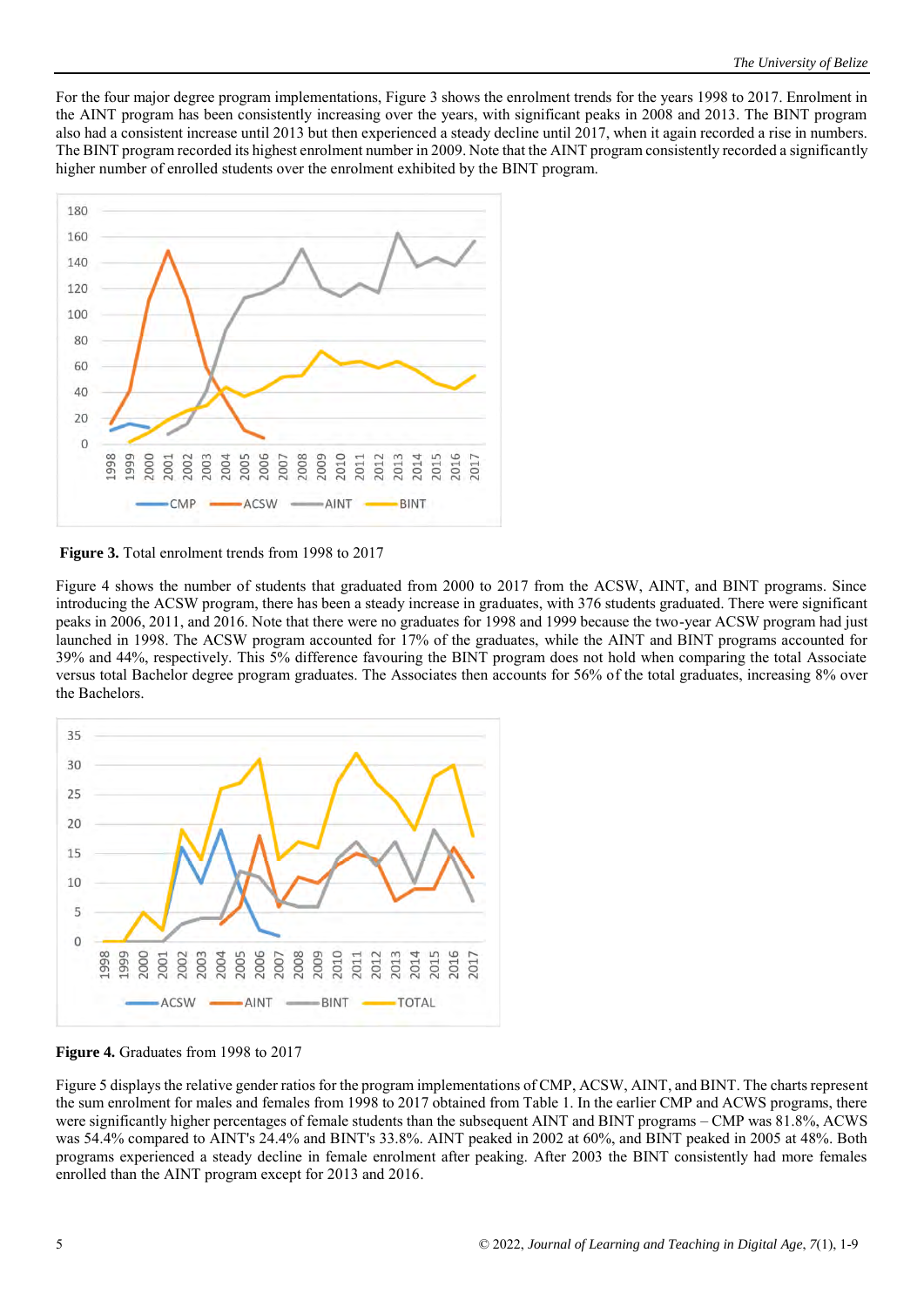For the four major degree program implementations, Figure 3 shows the enrolment trends for the years 1998 to 2017. Enrolment in the AINT program has been consistently increasing over the years, with significant peaks in 2008 and 2013. The BINT program also had a consistent increase until 2013 but then experienced a steady decline until 2017, when it again recorded a rise in numbers. The BINT program recorded its highest enrolment number in 2009. Note that the AINT program consistently recorded a significantly higher number of enrolled students over the enrolment exhibited by the BINT program.

**Figure 3.** Total enrolment trends from 1998 to 2017

Figure 4 shows the number of students that graduated from 2000 to 2017 from the ACSW, AINT, and BINT programs. Since introducing the ACSW program, there has been a steady increase in graduates, with 376 students graduated. There were significant peaks in 2006, 2011, and 2016. Note that there were no graduates for 1998 and 1999 because the two-year ACSW program had just launched in 1998. The ACSW program accounted for 17% of the graduates, while the AINT and BINT programs accounted for 39% and 44%, respectively. This 5% difference favouring the BINT program does not hold when comparing the total Associate versus total Bachelor degree program graduates. The Associates then accounts for 56% of the total graduates, increasing 8% over the Bachelors.

**Figure 4.** Graduates from 1998 to 2017

Figure 5 displays the relative gender ratios for the program implementations of CMP, ACSW, AINT, and BINT. The charts represent the sum enrolment for males and females from 1998 to 2017 obtained from Table 1. In the earlier CMP and ACWS programs, there were significantly higher percentages of female students than the subsequent AINT and BINT programs – CMP was 81.8%, ACWS was 54.4% compared to AINT's 24.4% and BINT's 33.8%. AINT peaked in 2002 at 60%, and BINT peaked in 2005 at 48%. Both programs experienced a steady decline in female enrolment after peaking. After 2003 the BINT consistently had more females enrolled than the AINT program except for 2013 and 2016.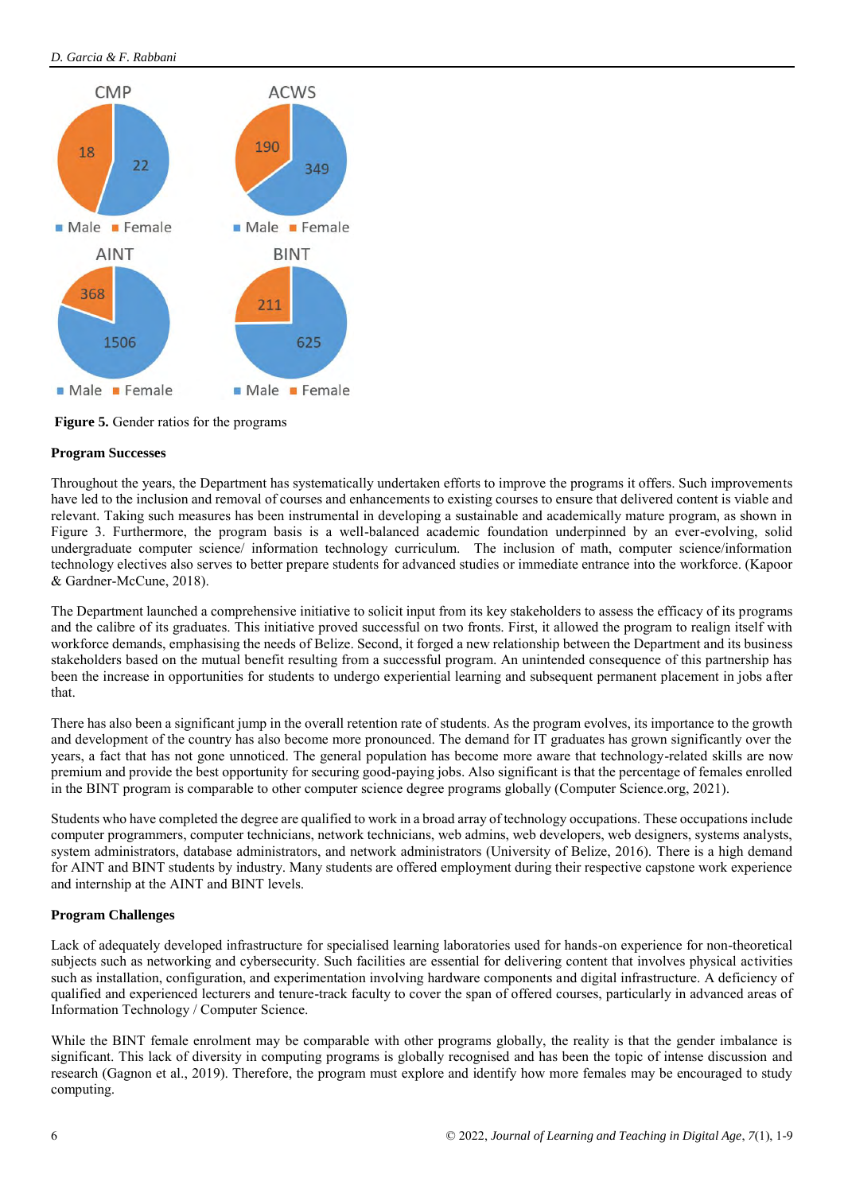**Figure 5.** Gender ratios for the programs

**Program Successes**

Throughout the years, the Department has systematically undertaken efforts to improve the programs it offers. Such improvements have led to the inclusion and removal of courses and enhancements to existing courses to ensure that delivered content is viable and relevant. Taking such measures has been instrumental in developing a sustainable and academically mature program, as shown in Figure 3. Furthermore, the program basis is a well-balanced academic foundation underpinned by an ever-evolving, solid undergraduate computer science/ information technology curriculum. The inclusion of math, computer science/information technology electives also serves to better prepare students for advanced studies or immediate entrance into the workforce. (Kapoor & Gardner-McCune, 2018).

The Department launched a comprehensive initiative to solicit input from its key stakeholders to assess the efficacy of its programs and the calibre of its graduates. This initiative proved successful on two fronts. First, it allowed the program to realign itself with workforce demands, emphasising the needs of Belize. Second, it forged a new relationship between the Department and its business stakeholders based on the mutual benefit resulting from a successful program. An unintended consequence of this partnership has been the increase in opportunities for students to undergo experiential learning and subsequent permanent placement in jobs after that.

There has also been a significant jump in the overall retention rate of students. As the program evolves, its importance to the growth and development of the country has also become more pronounced. The demand for IT graduates has grown significantly over the years, a fact that has not gone unnoticed. The general population has become more aware that technology-related skills are now premium and provide the best opportunity for securing good-paying jobs. Also significant is that the percentage of females enrolled in the BINT program is comparable to other computer science degree programs globally (Computer Science.org, 2021).

Students who have completed the degree are qualified to work in a broad array of technology occupations. These occupations include computer programmers, computer technicians, network technicians, web admins, web developers, web designers, systems analysts, system administrators, database administrators, and network administrators (University of Belize, 2016). There is a high demand for AINT and BINT students by industry. Many students are offered employment during their respective capstone work experience and internship at the AINT and BINT levels.

**Program Challenges**

Lack of adequately developed infrastructure for specialised learning laboratories used for hands-on experience for non-theoretical subjects such as networking and cybersecurity. Such facilities are essential for delivering content that involves physical activities such as installation, configuration, and experimentation involving hardware components and digital infrastructure. A deficiency of qualified and experienced lecturers and tenure-track faculty to cover the span of offered courses, particularly in advanced areas of Information Technology / Computer Science.

While the BINT female enrolment may be comparable with other programs globally, the reality is that the gender imbalance is significant. This lack of diversity in computing programs is globally recognised and has been the topic of intense discussion and research (Gagnon et al., 2019). Therefore, the program must explore and identify how more females may be encouraged to study computing.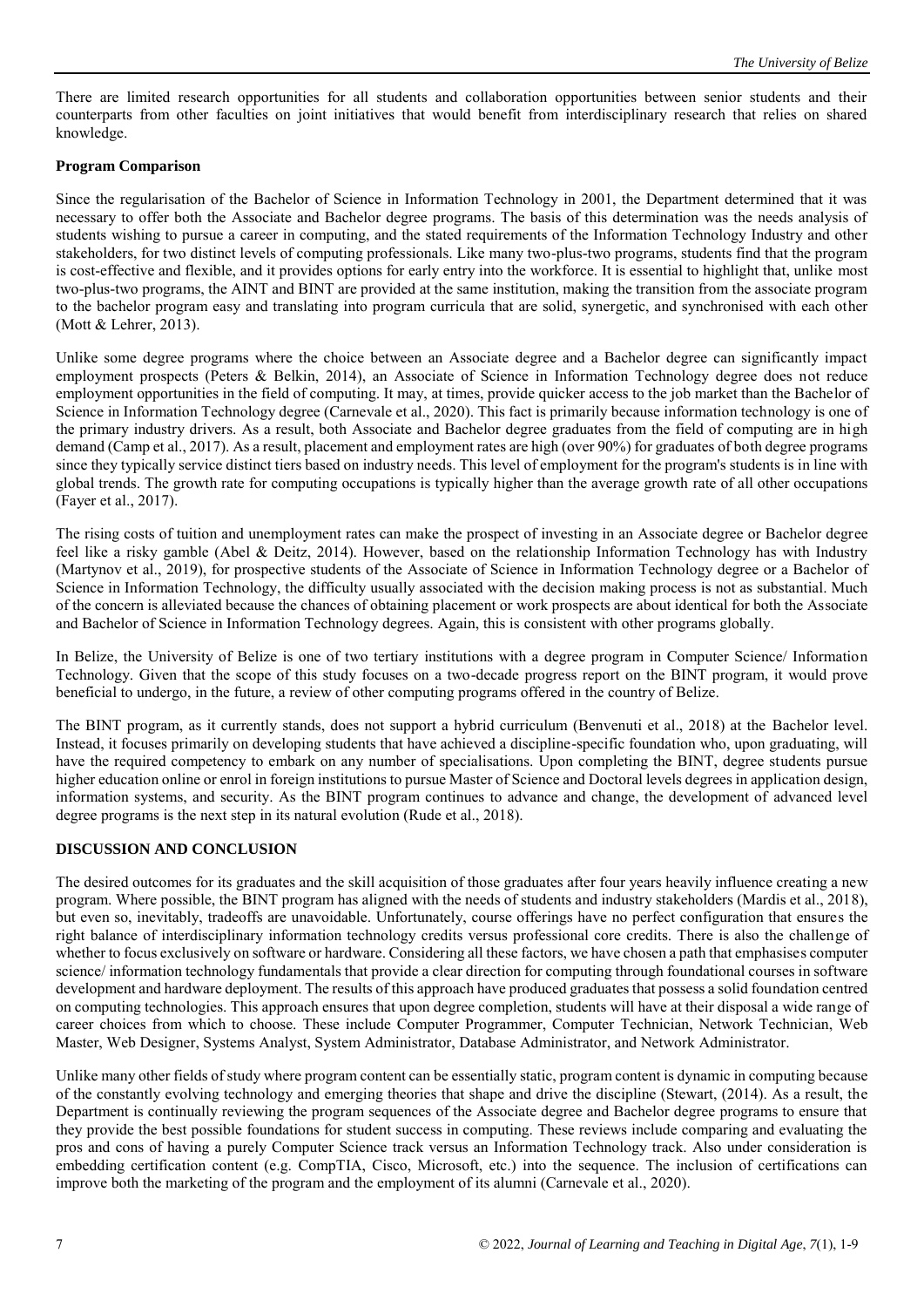There are limited research opportunities for all students and collaboration opportunities between senior students and their counterparts from other faculties on joint initiatives that would benefit from interdisciplinary research that relies on shared knowledge.

**Program Comparison**

Since the regularisation of the Bachelor of Science in Information Technology in 2001, the Department determined that it was necessary to offer both the Associate and Bachelor degree programs. The basis of this determination was the needs analysis of students wishing to pursue a career in computing, and the stated requirements of the Information Technology Industry and other stakeholders, for two distinct levels of computing professionals. Like many two-plus-two programs, students find that the program is cost-effective and flexible, and it provides options for early entry into the workforce. It is essential to highlight that, unlike most two-plus-two programs, the AINT and BINT are provided at the same institution, making the transition from the associate program to the bachelor program easy and translating into program curricula that are solid, synergetic, and synchronised with each other (Mott & Lehrer, 2013).

Unlike some degree programs where the choice between an Associate degree and a Bachelor degree can significantly impact employment prospects (Peters & Belkin, 2014), an Associate of Science in Information Technology degree does not reduce employment opportunities in the field of computing. It may, at times, provide quicker access to the job market than the Bachelor of Science in Information Technology degree (Carnevale et al., 2020). This fact is primarily because information technology is one of the primary industry drivers. As a result, both Associate and Bachelor degree graduates from the field of computing are in high demand (Camp et al., 2017). As a result, placement and employment rates are high (over 90%) for graduates of both degree programs since they typically service distinct tiers based on industry needs. This level of employment for the program's students is in line with global trends. The growth rate for computing occupations is typically higher than the average growth rate of all other occupations (Fayer et al., 2017).

The rising costs of tuition and unemployment rates can make the prospect of investing in an Associate degree or Bachelor degree feel like a risky gamble (Abel & Deitz, 2014). However, based on the relationship Information Technology has with Industry (Martynov et al., 2019), for prospective students of the Associate of Science in Information Technology degree or a Bachelor of Science in Information Technology, the difficulty usually associated with the decision making process is not as substantial. Much of the concern is alleviated because the chances of obtaining placement or work prospects are about identical for both the Associate and Bachelor of Science in Information Technology degrees. Again, this is consistent with other programs globally.

In Belize, the University of Belize is one of two tertiary institutions with a degree program in Computer Science/ Information Technology. Given that the scope of this study focuses on a two-decade progress report on the BINT program, it would prove beneficial to undergo, in the future, a review of other computing programs offered in the country of Belize.

The BINT program, as it currently stands, does not support a hybrid curriculum (Benvenuti et al., 2018) at the Bachelor level. Instead, it focuses primarily on developing students that have achieved a discipline-specific foundation who, upon graduating, will have the required competency to embark on any number of specialisations. Upon completing the BINT, degree students pursue higher education online or enrol in foreign institutions to pursue Master of Science and Doctoral levels degrees in application design, information systems, and security. As the BINT program continues to advance and change, the development of advanced level degree programs is the next step in its natural evolution (Rude et al., 2018).

## DISCUSSION AND CONCLUSION

The desired outcomes for its graduates and the skill acquisition of those graduates after four years heavily influence creating a new program. Where possible, the BINT program has aligned with the needs of students and industry stakeholders (Mardis et al., 2018), but even so, inevitably, tradeoffs are unavoidable. Unfortunately, course offerings have no perfect configuration that ensures the right balance of interdisciplinary information technology credits versus professional core credits. There is also the challenge of whether to focus exclusively on software or hardware. Considering all these factors, we have chosen a path that emphasises computer science/ information technology fundamentals that provide a clear direction for computing through foundational courses in software development and hardware deployment. The results of this approach have produced graduates that possess a solid foundation centred on computing technologies. This approach ensures that upon degree completion, students will have at their disposal a wide range of career choices from which to choose. These include Computer Programmer, Computer Technician, Network Technician, Web Master, Web Designer, Systems Analyst, System Administrator, Database Administrator, and Network Administrator.

Unlike many other fields of study where program content can be essentially static, program content is dynamic in computing because of the constantly evolving technology and emerging theories that shape and drive the discipline (Stewart, (2014). As a result, the Department is continually reviewing the program sequences of the Associate degree and Bachelor degree programs to ensure that they provide the best possible foundations for student success in computing. These reviews include comparing and evaluating the pros and cons of having a purely Computer Science track versus an Information Technology track. Also under consideration is embedding certification content (e.g. CompTIA, Cisco, Microsoft, etc.) into the sequence. The inclusion of certifications can improve both the marketing of the program and the employment of its alumni (Carnevale et al., 2020).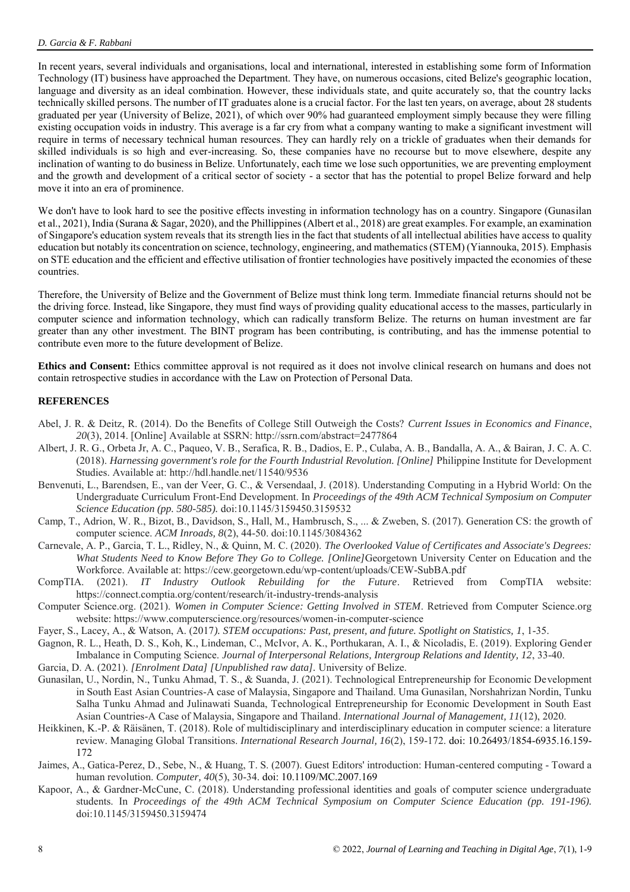In recent years, several individuals and organisations, local and international, interested in establishing some form of Information Technology (IT) business have approached the Department. They have, on numerous occasions, cited Belize's geographic location, language and diversity as an ideal combination. However, these individuals state, and quite accurately so, that the country lacks technically skilled persons. The number of IT graduates alone is a crucial factor. For the last ten years, on average, about 28 students graduated per year (University of Belize, 2021), of which over 90% had guaranteed employment simply because they were filling existing occupation voids in industry. This average is a far cry from what a company wanting to make a significant investment will require in terms of necessary technical human resources. They can hardly rely on a trickle of graduates when their demands for skilled individuals is so high and ever-increasing. So, these companies have no recourse but to move elsewhere, despite any inclination of wanting to do business in Belize. Unfortunately, each time we lose such opportunities, we are preventing employment and the growth and development of a critical sector of society - a sector that has the potential to propel Belize forward and help move it into an era of prominence.

We don't have to look hard to see the positive effects investing in information technology has on a country. Singapore (Gunasilan et al., 2021), India (Surana & Sagar, 2020), and the Phillippines (Albert et al., 2018) are great examples. For example, an examination of Singapore's education system reveals that its strength lies in the fact that students of all intellectual abilities have access to quality education but notably its concentration on science, technology, engineering, and mathematics (STEM) (Yiannouka, 2015). Emphasis on STE education and the efficient and effective utilisation of frontier technologies have positively impacted the economies of these countries.

Therefore, the University of Belize and the Government of Belize must think long term. Immediate financial returns should not be the driving force. Instead, like Singapore, they must find ways of providing quality educational access to the masses, particularly in computer science and information technology, which can radically transform Belize. The returns on human investment are far greater than any other investment. The BINT program has been contributing, is contributing, and has the immense potential to contribute even more to the future development of Belize.

**Ethics and Consent:** Ethics committee approval is not required as it does not involve clinical research on humans and does not contain retrospective studies in accordance with the Law on Protection of Personal Data.

## REFERENCES

Abel, J. R. & Deitz, R. (2014). Do the Benefits of College Still Outweigh the Costs? *Current Issues in Economics and Finance*, *20*(3), 2014. [Online] Available at SSRN: http://ssrn.com/abstract=2477864

Albert, J. R. G., Orbeta Jr, A. C., Paqueo, V. B., Serafica, R. B., Dadios, E. P., Culaba, A. B., Bandalla, A. A., & Bairan, J. C. A. C. (2018). *Harnessing government's role for the Fourth Industrial Revolution. [Online]* Philippine Institute for Development Studies. Available at: http://hdl.handle.net/11540/9536

Benvenuti, L., Barendsen, E., van der Veer, G. C., & Versendaal, J. (2018). Understanding Computing in a Hybrid World: On the Undergraduate Curriculum Front-End Development. In *Proceedings of the 49th ACM Technical Symposium on Computer Science Education (pp. 580-585).* doi:10.1145/3159450.3159532

Camp, T., Adrion, W. R., Bizot, B., Davidson, S., Hall, M., Hambrusch, S., ... & Zweben, S. (2017). Generation CS: the growth of computer science. *ACM Inroads, 8*(2), 44-50. doi:10.1145/3084362

Carnevale, A. P., Garcia, T. L., Ridley, N., & Quinn, M. C. (2020). *The Overlooked Value of Certificates and Associate's Degrees: What Students Need to Know Before They Go to College. [Online]*Georgetown University Center on Education and the Workforce. Available at: https://cew.georgetown.edu/wp-content/uploads/CEW-SubBA.pdf

CompTIA. (2021). *IT Industry Outlook Rebuilding for the Future*. Retrieved from CompTIA website: https://connect.comptia.org/content/research/it-industry-trends-analysis

Computer Science.org. (2021). *Women in Computer Science: Getting Involved in STEM*. Retrieved from Computer Science.org website: https://www.computerscience.org/resources/women-in-computer-science

Fayer, S., Lacey, A., & Watson, A. (2017*). STEM occupations: Past, present, and future. Spotlight on Statistics, 1*, 1-35.

Gagnon, R. L., Heath, D. S., Koh, K., Lindeman, C., McIvor, A. K., Porthukaran, A. I., & Nicoladis, E. (2019). Exploring Gender Imbalance in Computing Science. *Journal of Interpersonal Relations, Intergroup Relations and Identity, 12*, 33-40.

Garcia, D. A. (2021). *[Enrolment Data] [Unpublished raw data]*. University of Belize.

Gunasilan, U., Nordin, N., Tunku Ahmad, T. S., & Suanda, J. (2021). Technological Entrepreneurship for Economic Development in South East Asian Countries-A case of Malaysia, Singapore and Thailand. Uma Gunasilan, Norshahrizan Nordin, Tunku Salha Tunku Ahmad and Julinawati Suanda, Technological Entrepreneurship for Economic Development in South East Asian Countries-A Case of Malaysia, Singapore and Thailand. *International Journal of Management, 11*(12), 2020.

Heikkinen, K.-P. & Räisänen, T. (2018). Role of multidisciplinary and interdisciplinary education in computer science: a literature review. Managing Global Transitions. *International Research Journal, 16*(2), 159-172. doi: 10.26493/1854-6935.16.159-172

Jaimes, A., Gatica-Perez, D., Sebe, N., & Huang, T. S. (2007). Guest Editors' introduction: Human-centered computing - Toward a human revolution. *Computer, 40*(5), 30-34. doi: 10.1109/MC.2007.169

Kapoor, A., & Gardner-McCune, C. (2018). Understanding professional identities and goals of computer science undergraduate students. In *Proceedings of the 49th ACM Technical Symposium on Computer Science Education (pp. 191-196).* doi:10.1145/3159450.3159474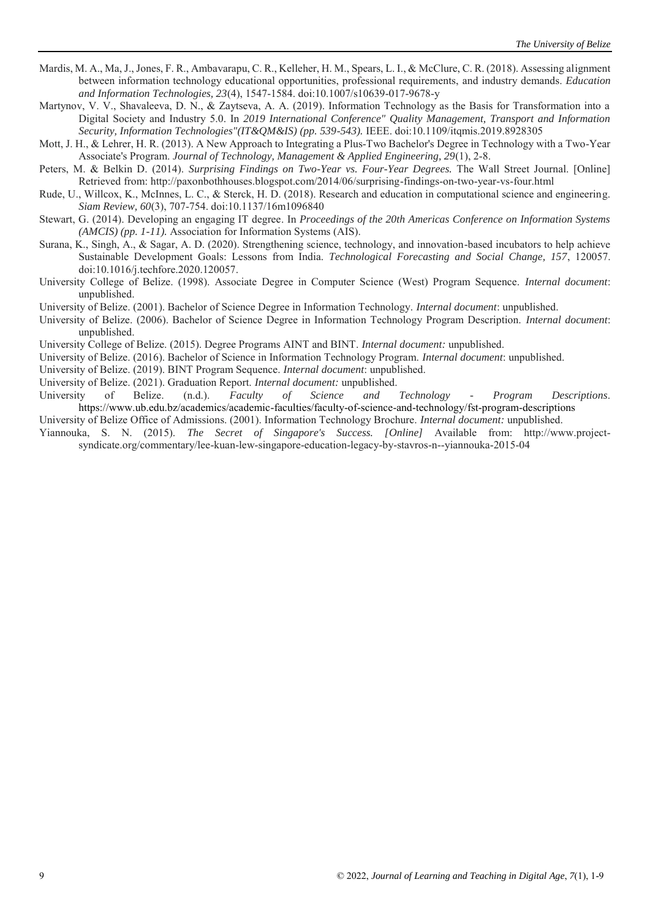Mardis, M. A., Ma, J., Jones, F. R., Ambavarapu, C. R., Kelleher, H. M., Spears, L. I., & McClure, C. R. (2018). Assessing alignment between information technology educational opportunities, professional requirements, and industry demands. *Education and Information Technologies, 23*(4), 1547-1584. doi:10.1007/s10639-017-9678-y

Martynov, V. V., Shavaleeva, D. N., & Zaytseva, A. A. (2019). Information Technology as the Basis for Transformation into a Digital Society and Industry 5.0. In *2019 International Conference" Quality Management, Transport and Information Security, Information Technologies"(IT&QM&IS) (pp. 539-543).* IEEE. doi:10.1109/itqmis.2019.8928305

Mott, J. H., & Lehrer, H. R. (2013). A New Approach to Integrating a Plus-Two Bachelor's Degree in Technology with a Two-Year Associate's Program. *Journal of Technology, Management & Applied Engineering, 29*(1), 2-8.

Peters, M. & Belkin D. (2014). *Surprising Findings on Two-Year vs. Four-Year Degrees.* The Wall Street Journal. [Online] Retrieved from: http://paxonbothhouses.blogspot.com/2014/06/surprising-findings-on-two-year-vs-four.html

Rude, U., Willcox, K., McInnes, L. C., & Sterck, H. D. (2018). Research and education in computational science and engineering. *Siam Review, 60*(3), 707-754. doi:10.1137/16m1096840

Stewart, G. (2014). Developing an engaging IT degree. In *Proceedings of the 20th Americas Conference on Information Systems (AMCIS) (pp. 1-11).* Association for Information Systems (AIS).

Surana, K., Singh, A., & Sagar, A. D. (2020). Strengthening science, technology, and innovation-based incubators to help achieve Sustainable Development Goals: Lessons from India. *Technological Forecasting and Social Change, 157*, 120057. doi:10.1016/j.techfore.2020.120057.

University College of Belize. (1998). Associate Degree in Computer Science (West) Program Sequence. *Internal document*: unpublished.

University of Belize. (2001). Bachelor of Science Degree in Information Technology. *Internal document*: unpublished.

University of Belize. (2006). Bachelor of Science Degree in Information Technology Program Description. *Internal document*: unpublished.

University College of Belize. (2015). Degree Programs AINT and BINT. *Internal document:* unpublished.

University of Belize. (2016). Bachelor of Science in Information Technology Program. *Internal document*: unpublished.

University of Belize. (2019). BINT Program Sequence. *Internal document*: unpublished.

University of Belize. (2021). Graduation Report. *Internal document:* unpublished.

University of Belize. (n.d.). *Faculty of Science and Technology - Program Descriptions*. https://www.ub.edu.bz/academics/academic-faculties/faculty-of-science-and-technology/fst-program-descriptions

University of Belize Office of Admissions. (2001). Information Technology Brochure. *Internal document:* unpublished.

Yiannouka, S. N. (2015). *The Secret of Singapore's Success. [Online]* Available from: http://www.project-syndicate.org/commentary/lee-kuan-lew-singapore-education-legacy-by-stavros-n--yiannouka-2015-04